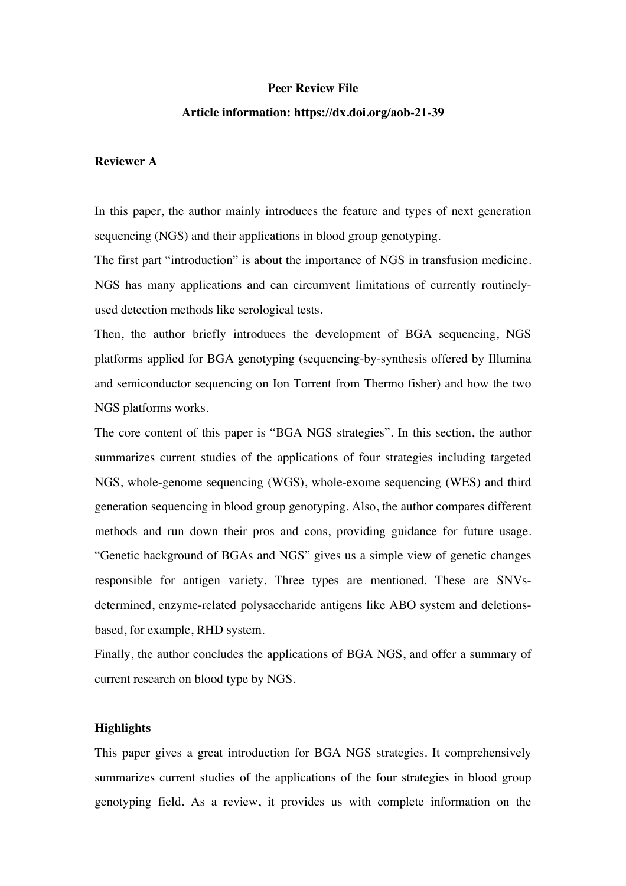**Peer Review File**

**Article information: https://dx.doi.org/aob-21-39**

**Reviewer A**

In this paper, the author mainly introduces the feature and types of next generation sequencing (NGS) and their applications in blood group genotyping.

The first part "introduction" is about the importance of NGS in transfusion medicine. NGS has many applications and can circumvent limitations of currently routinely-used detection methods like serological tests.

Then, the author briefly introduces the development of BGA sequencing, NGS platforms applied for BGA genotyping (sequencing-by-synthesis offered by Illumina and semiconductor sequencing on Ion Torrent from Thermo fisher) and how the two NGS platforms works.

The core content of this paper is "BGA NGS strategies". In this section, the author summarizes current studies of the applications of four strategies including targeted NGS, whole-genome sequencing (WGS), whole-exome sequencing (WES) and third generation sequencing in blood group genotyping. Also, the author compares different methods and run down their pros and cons, providing guidance for future usage. "Genetic background of BGAs and NGS" gives us a simple view of genetic changes responsible for antigen variety. Three types are mentioned. These are SNVs-determined, enzyme-related polysaccharide antigens like ABO system and deletions-based, for example, RHD system.

Finally, the author concludes the applications of BGA NGS, and offer a summary of current research on blood type by NGS.

**Highlights**

This paper gives a great introduction for BGA NGS strategies. It comprehensively summarizes current studies of the applications of the four strategies in blood group genotyping field. As a review, it provides us with complete information on the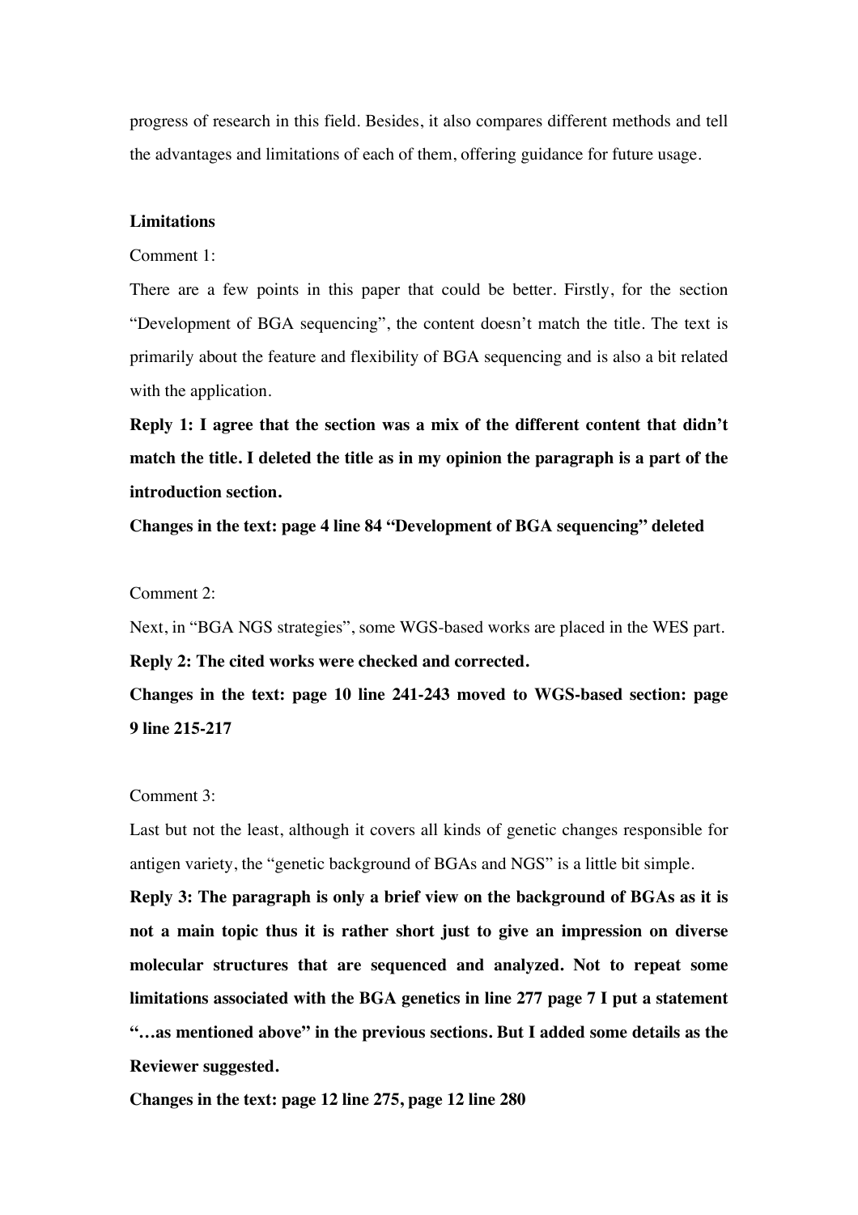progress of research in this field. Besides, it also compares different methods and tell the advantages and limitations of each of them, offering guidance for future usage.

**Limitations**

Comment 1:

There are a few points in this paper that could be better. Firstly, for the section "Development of BGA sequencing", the content doesn't match the title. The text is primarily about the feature and flexibility of BGA sequencing and is also a bit related with the application.

**Reply 1: I agree that the section was a mix of the different content that didn't match the title. I deleted the title as in my opinion the paragraph is a part of the introduction section.**

**Changes in the text: page 4 line 84 "Development of BGA sequencing" deleted**

Comment 2:

Next, in "BGA NGS strategies", some WGS-based works are placed in the WES part.

**Reply 2: The cited works were checked and corrected.**

**Changes in the text: page 10 line 241-243 moved to WGS-based section: page 9 line 215-217**

Comment 3:

Last but not the least, although it covers all kinds of genetic changes responsible for antigen variety, the "genetic background of BGAs and NGS" is a little bit simple.

**Reply 3: The paragraph is only a brief view on the background of BGAs as it is not a main topic thus it is rather short just to give an impression on diverse molecular structures that are sequenced and analyzed. Not to repeat some limitations associated with the BGA genetics in line 277 page 7 I put a statement "…as mentioned above" in the previous sections. But I added some details as the Reviewer suggested.**

**Changes in the text: page 12 line 275, page 12 line 280**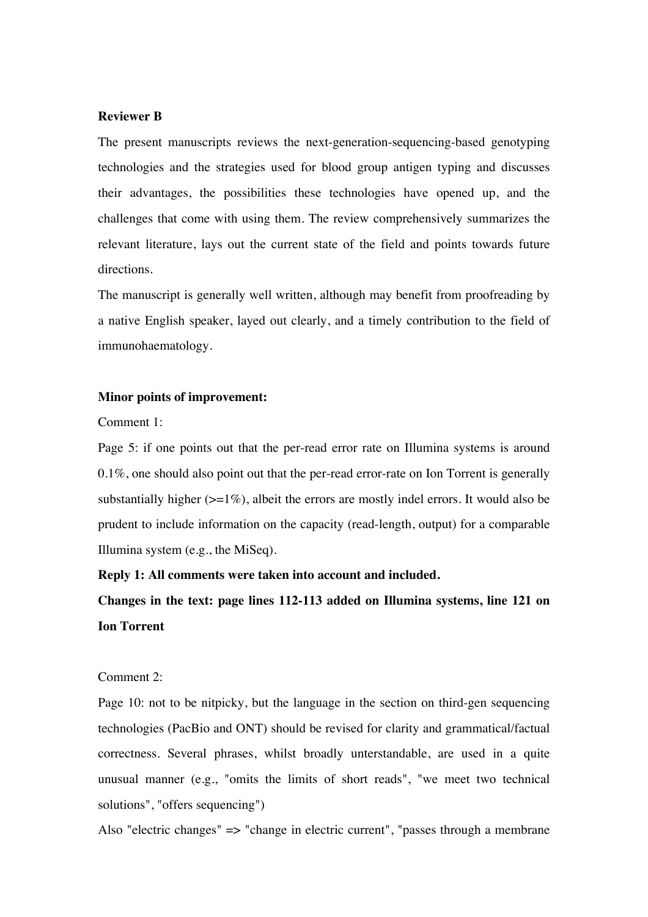**Reviewer B**

The present manuscripts reviews the next-generation-sequencing-based genotyping technologies and the strategies used for blood group antigen typing and discusses their advantages, the possibilities these technologies have opened up, and the challenges that come with using them. The review comprehensively summarizes the relevant literature, lays out the current state of the field and points towards future directions.

The manuscript is generally well written, although may benefit from proofreading by a native English speaker, layed out clearly, and a timely contribution to the field of immunohaematology.

**Minor points of improvement:**

Comment 1:

Page 5: if one points out that the per-read error rate on Illumina systems is around 0.1%, one should also point out that the per-read error-rate on Ion Torrent is generally substantially higher (>=1%), albeit the errors are mostly indel errors. It would also be prudent to include information on the capacity (read-length, output) for a comparable Illumina system (e.g., the MiSeq).

**Reply 1: All comments were taken into account and included.**

**Changes in the text: page lines 112-113 added on Illumina systems, line 121 on Ion Torrent**

Comment 2:

Page 10: not to be nitpicky, but the language in the section on third-gen sequencing technologies (PacBio and ONT) should be revised for clarity and grammatical/factual correctness. Several phrases, whilst broadly unterstandable, are used in a quite unusual manner (e.g., "omits the limits of short reads", "we meet two technical solutions", "offers sequencing")

Also "electric changes" => "change in electric current", "passes through a membrane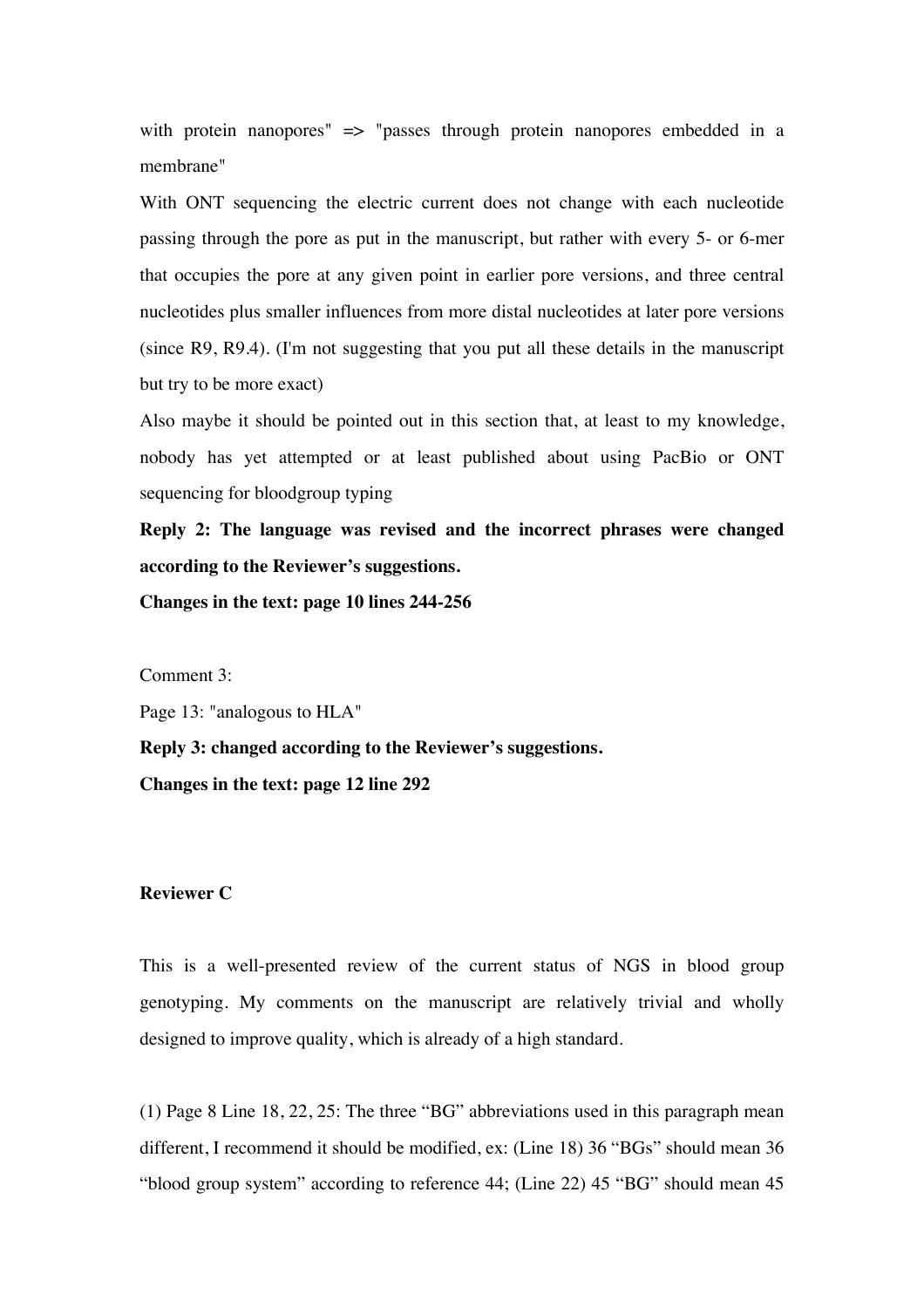with protein nanopores" => "passes through protein nanopores embedded in a membrane"

With ONT sequencing the electric current does not change with each nucleotide passing through the pore as put in the manuscript, but rather with every 5- or 6-mer that occupies the pore at any given point in earlier pore versions, and three central nucleotides plus smaller influences from more distal nucleotides at later pore versions (since R9, R9.4). (I'm not suggesting that you put all these details in the manuscript but try to be more exact)

Also maybe it should be pointed out in this section that, at least to my knowledge, nobody has yet attempted or at least published about using PacBio or ONT sequencing for bloodgroup typing

**Reply 2: The language was revised and the incorrect phrases were changed according to the Reviewer's suggestions.**

**Changes in the text: page 10 lines 244-256**

Comment 3:

Page 13: "analogous to HLA"

**Reply 3: changed according to the Reviewer's suggestions.**

**Changes in the text: page 12 line 292**

**Reviewer C**

This is a well-presented review of the current status of NGS in blood group genotyping. My comments on the manuscript are relatively trivial and wholly designed to improve quality, which is already of a high standard.

(1) Page 8 Line 18, 22, 25: The three "BG" abbreviations used in this paragraph mean different, I recommend it should be modified, ex: (Line 18) 36 "BGs" should mean 36 "blood group system" according to reference 44; (Line 22) 45 "BG" should mean 45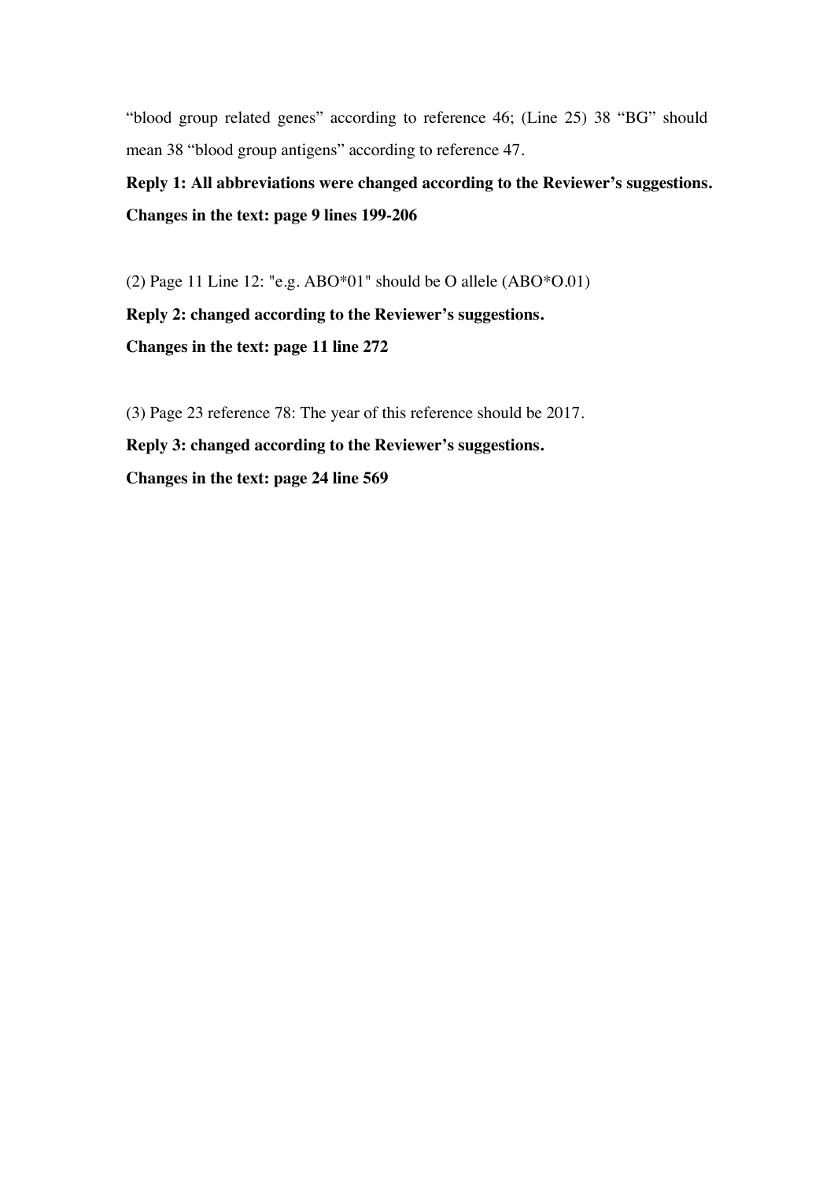“blood group related genes” according to reference 46; (Line 25) 38 “BG” should mean 38 “blood group antigens” according to reference 47.

**Reply 1: All abbreviations were changed according to the Reviewer’s suggestions.**

**Changes in the text: page 9 lines 199-206**

(2) Page 11 Line 12: "e.g. ABO*01" should be O allele (ABO*O.01)

**Reply 2: changed according to the Reviewer’s suggestions.**

**Changes in the text: page 11 line 272**

(3) Page 23 reference 78: The year of this reference should be 2017.

**Reply 3: changed according to the Reviewer’s suggestions.**

**Changes in the text: page 24 line 569**